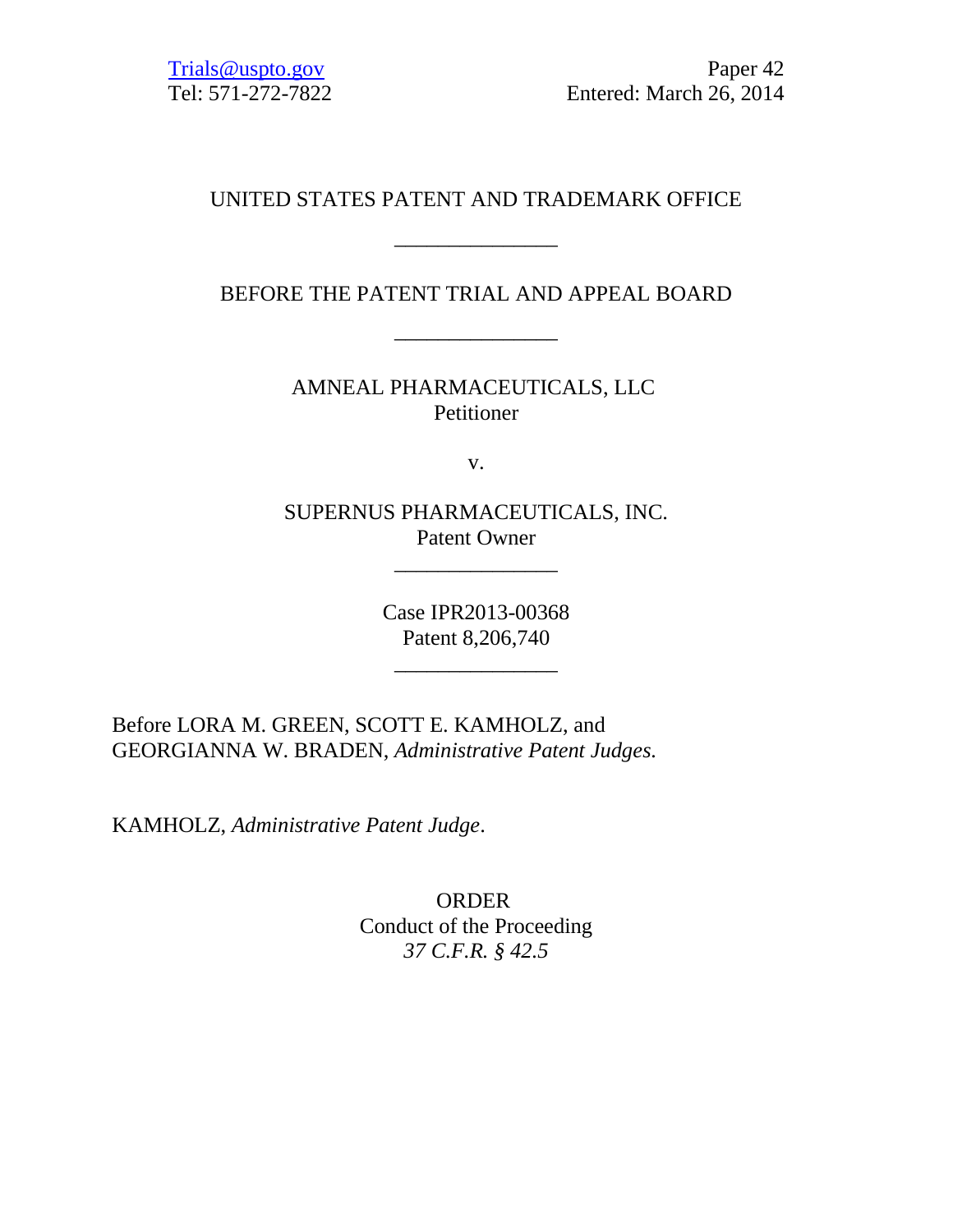Trials@uspto.gov
Tel: 571-272-7822

Paper 42
Entered: March 26, 2014

UNITED STATES PATENT AND TRADEMARK OFFICE

---

BEFORE THE PATENT TRIAL AND APPEAL BOARD

---

AMNEAL PHARMACEUTICALS, LLC
Petitioner

v.

SUPERNUS PHARMACEUTICALS, INC.
Patent Owner

---

Case IPR2013-00368
Patent 8,206,740

---

Before LORA M. GREEN, SCOTT E. KAMHOLZ, and GEORGIANNA W. BRADEN, *Administrative Patent Judges.*

KAMHOLZ, *Administrative Patent Judge*.

ORDER
Conduct of the Proceeding
*37 C.F.R. § 42.5*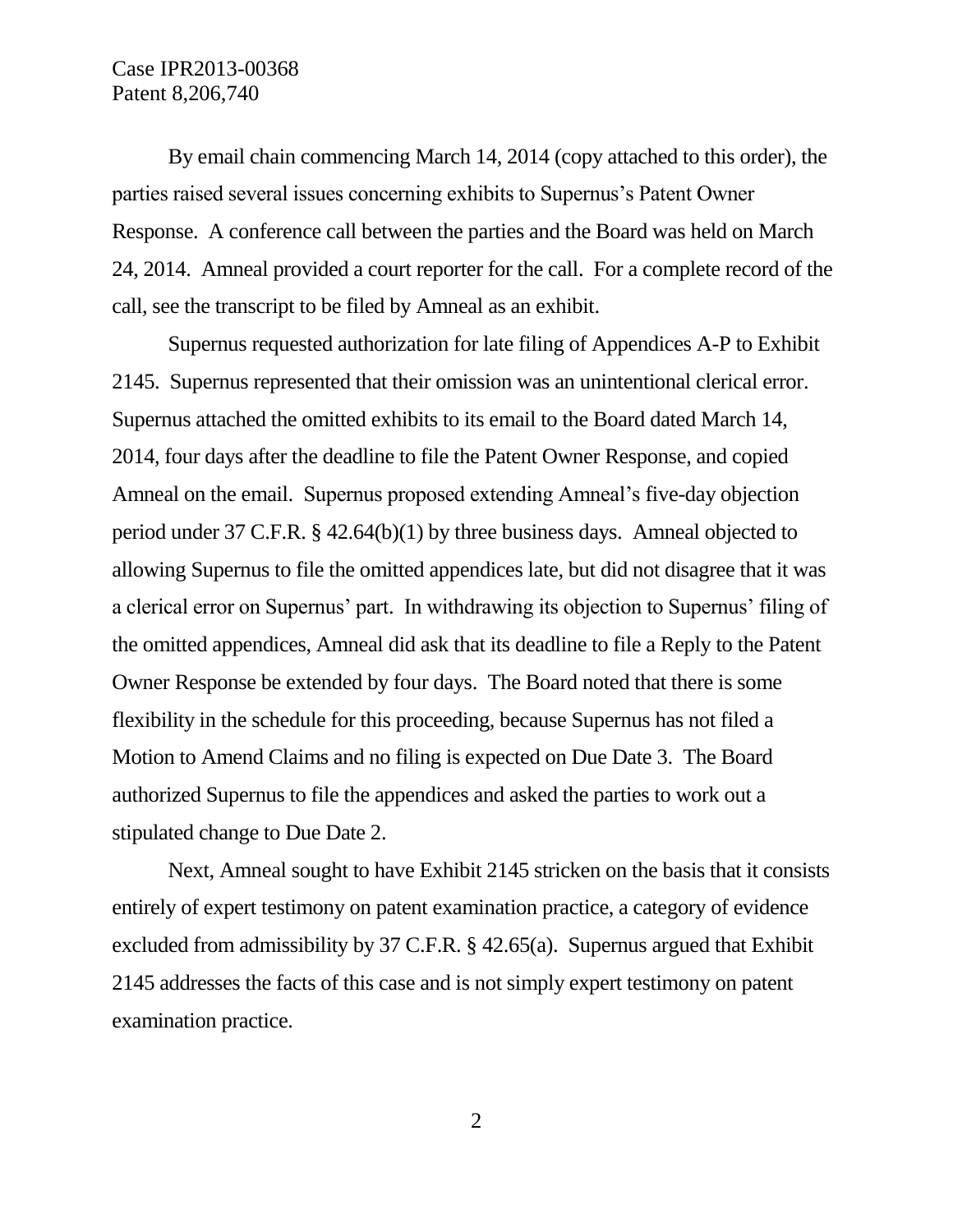By email chain commencing March 14, 2014 (copy attached to this order), the parties raised several issues concerning exhibits to Supernus's Patent Owner Response. A conference call between the parties and the Board was held on March 24, 2014. Amneal provided a court reporter for the call. For a complete record of the call, see the transcript to be filed by Amneal as an exhibit.

Supernus requested authorization for late filing of Appendices A-P to Exhibit 2145. Supernus represented that their omission was an unintentional clerical error. Supernus attached the omitted exhibits to its email to the Board dated March 14, 2014, four days after the deadline to file the Patent Owner Response, and copied Amneal on the email. Supernus proposed extending Amneal's five-day objection period under 37 C.F.R. § 42.64(b)(1) by three business days. Amneal objected to allowing Supernus to file the omitted appendices late, but did not disagree that it was a clerical error on Supernus' part. In withdrawing its objection to Supernus' filing of the omitted appendices, Amneal did ask that its deadline to file a Reply to the Patent Owner Response be extended by four days. The Board noted that there is some flexibility in the schedule for this proceeding, because Supernus has not filed a Motion to Amend Claims and no filing is expected on Due Date 3. The Board authorized Supernus to file the appendices and asked the parties to work out a stipulated change to Due Date 2.

Next, Amneal sought to have Exhibit 2145 stricken on the basis that it consists entirely of expert testimony on patent examination practice, a category of evidence excluded from admissibility by 37 C.F.R. § 42.65(a). Supernus argued that Exhibit 2145 addresses the facts of this case and is not simply expert testimony on patent examination practice.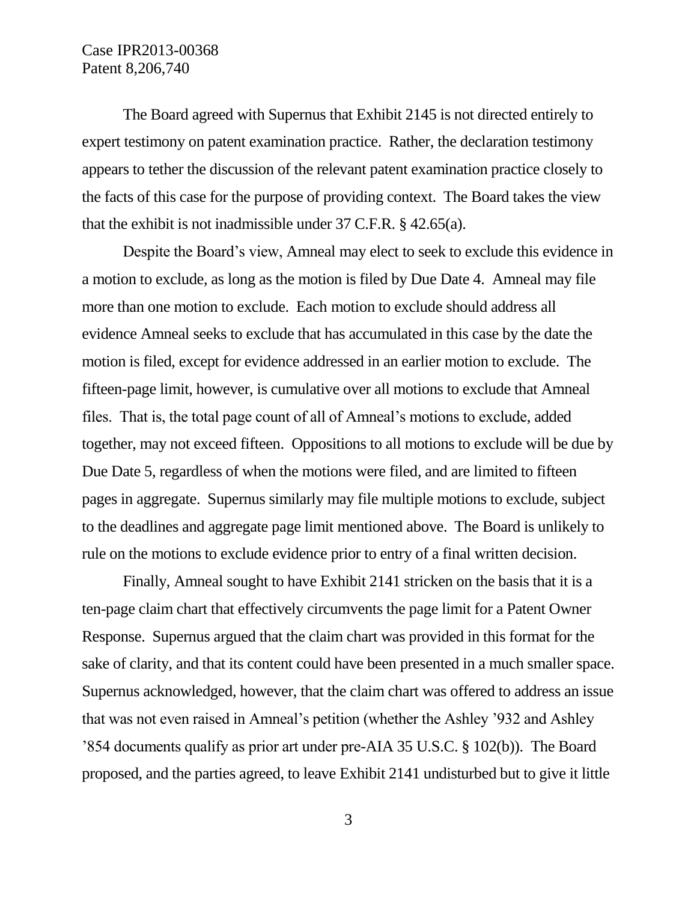The Board agreed with Supernus that Exhibit 2145 is not directed entirely to expert testimony on patent examination practice. Rather, the declaration testimony appears to tether the discussion of the relevant patent examination practice closely to the facts of this case for the purpose of providing context. The Board takes the view that the exhibit is not inadmissible under 37 C.F.R. § 42.65(a).

Despite the Board's view, Amneal may elect to seek to exclude this evidence in a motion to exclude, as long as the motion is filed by Due Date 4. Amneal may file more than one motion to exclude. Each motion to exclude should address all evidence Amneal seeks to exclude that has accumulated in this case by the date the motion is filed, except for evidence addressed in an earlier motion to exclude. The fifteen-page limit, however, is cumulative over all motions to exclude that Amneal files. That is, the total page count of all of Amneal's motions to exclude, added together, may not exceed fifteen. Oppositions to all motions to exclude will be due by Due Date 5, regardless of when the motions were filed, and are limited to fifteen pages in aggregate. Supernus similarly may file multiple motions to exclude, subject to the deadlines and aggregate page limit mentioned above. The Board is unlikely to rule on the motions to exclude evidence prior to entry of a final written decision.

Finally, Amneal sought to have Exhibit 2141 stricken on the basis that it is a ten-page claim chart that effectively circumvents the page limit for a Patent Owner Response. Supernus argued that the claim chart was provided in this format for the sake of clarity, and that its content could have been presented in a much smaller space. Supernus acknowledged, however, that the claim chart was offered to address an issue that was not even raised in Amneal's petition (whether the Ashley '932 and Ashley '854 documents qualify as prior art under pre-AIA 35 U.S.C. § 102(b)). The Board proposed, and the parties agreed, to leave Exhibit 2141 undisturbed but to give it little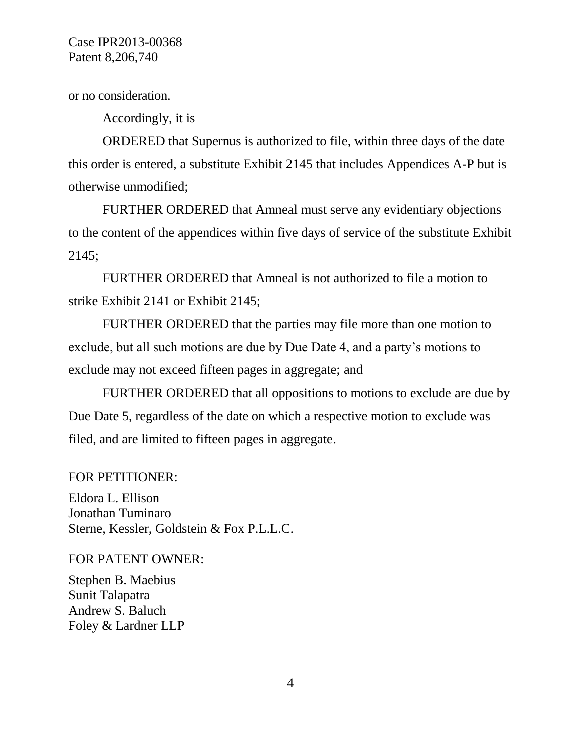or no consideration.

Accordingly, it is

ORDERED that Supernus is authorized to file, within three days of the date this order is entered, a substitute Exhibit 2145 that includes Appendices A-P but is otherwise unmodified;

FURTHER ORDERED that Amneal must serve any evidentiary objections to the content of the appendices within five days of service of the substitute Exhibit 2145;

FURTHER ORDERED that Amneal is not authorized to file a motion to strike Exhibit 2141 or Exhibit 2145;

FURTHER ORDERED that the parties may file more than one motion to exclude, but all such motions are due by Due Date 4, and a party's motions to exclude may not exceed fifteen pages in aggregate; and

FURTHER ORDERED that all oppositions to motions to exclude are due by Due Date 5, regardless of the date on which a respective motion to exclude was filed, and are limited to fifteen pages in aggregate.

FOR PETITIONER:

Eldora L. Ellison
Jonathan Tuminaro
Sterne, Kessler, Goldstein & Fox P.L.L.C.

FOR PATENT OWNER:

Stephen B. Maebius
Sunit Talapatra
Andrew S. Baluch
Foley & Lardner LLP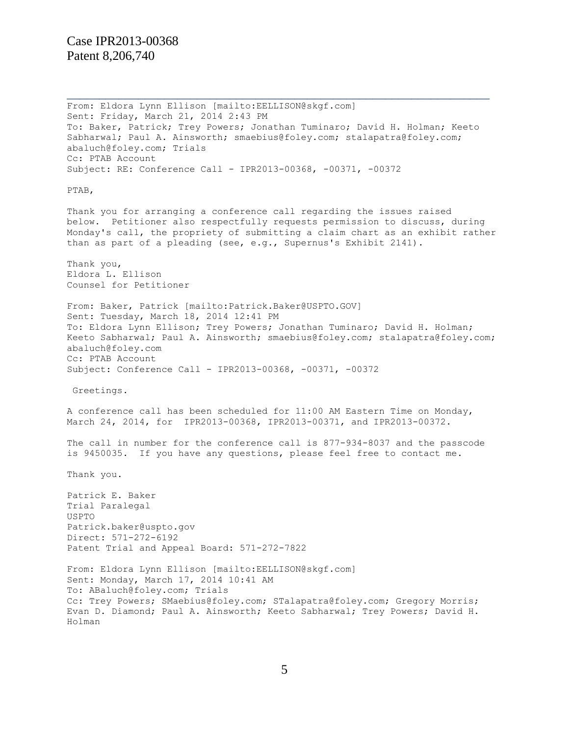From: Eldora Lynn Ellison [mailto:EELLISON@skgf.com]
Sent: Friday, March 21, 2014 2:43 PM
To: Baker, Patrick; Trey Powers; Jonathan Tuminaro; David H. Holman; Keeto Sabharwal; Paul A. Ainsworth; smaebius@foley.com; stalapatra@foley.com; abaluch@foley.com; Trials
Cc: PTAB Account
Subject: RE: Conference Call - IPR2013-00368, -00371, -00372

PTAB,

Thank you for arranging a conference call regarding the issues raised below. Petitioner also respectfully requests permission to discuss, during Monday's call, the propriety of submitting a claim chart as an exhibit rather than as part of a pleading (see, e.g., Supernus's Exhibit 2141).

Thank you,
Eldora L. Ellison
Counsel for Petitioner

From: Baker, Patrick [mailto:Patrick.Baker@USPTO.GOV]
Sent: Tuesday, March 18, 2014 12:41 PM
To: Eldora Lynn Ellison; Trey Powers; Jonathan Tuminaro; David H. Holman; Keeto Sabharwal; Paul A. Ainsworth; smaebius@foley.com; stalapatra@foley.com; abaluch@foley.com
Cc: PTAB Account
Subject: Conference Call - IPR2013-00368, -00371, -00372

Greetings.

A conference call has been scheduled for 11:00 AM Eastern Time on Monday, March 24, 2014, for IPR2013-00368, IPR2013-00371, and IPR2013-00372.

The call in number for the conference call is 877-934-8037 and the passcode is 9450035. If you have any questions, please feel free to contact me.

Thank you.

Patrick E. Baker
Trial Paralegal
USPTO
Patrick.baker@uspto.gov
Direct: 571-272-6192
Patent Trial and Appeal Board: 571-272-7822

From: Eldora Lynn Ellison [mailto:EELLISON@skgf.com]
Sent: Monday, March 17, 2014 10:41 AM
To: ABaluch@foley.com; Trials
Cc: Trey Powers; SMaebius@foley.com; STalapatra@foley.com; Gregory Morris; Evan D. Diamond; Paul A. Ainsworth; Keeto Sabharwal; Trey Powers; David H. Holman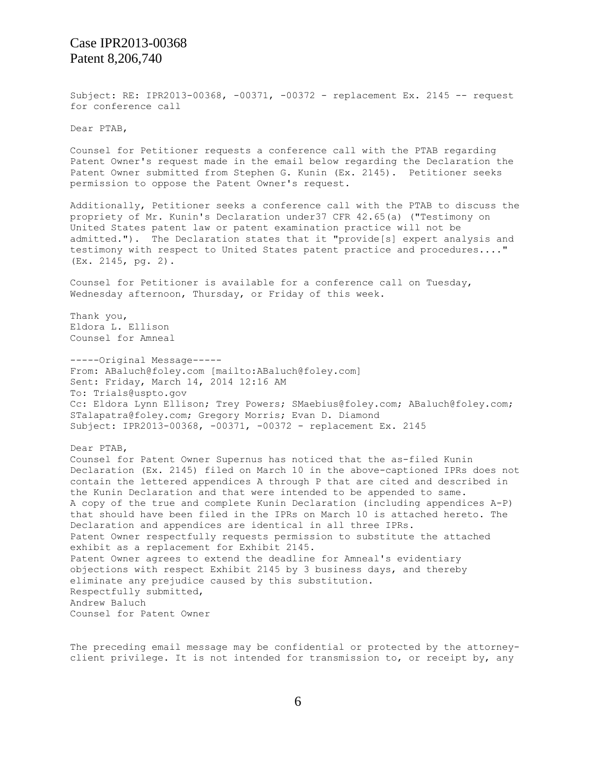Subject: RE: IPR2013-00368, -00371, -00372 - replacement Ex. 2145 -- request for conference call

Dear PTAB,

Counsel for Petitioner requests a conference call with the PTAB regarding Patent Owner's request made in the email below regarding the Declaration the Patent Owner submitted from Stephen G. Kunin (Ex. 2145). Petitioner seeks permission to oppose the Patent Owner's request.

Additionally, Petitioner seeks a conference call with the PTAB to discuss the propriety of Mr. Kunin's Declaration under37 CFR 42.65(a) ("Testimony on United States patent law or patent examination practice will not be admitted."). The Declaration states that it "provide[s] expert analysis and testimony with respect to United States patent practice and procedures...." (Ex. 2145, pg. 2).

Counsel for Petitioner is available for a conference call on Tuesday, Wednesday afternoon, Thursday, or Friday of this week.

Thank you,
Eldora L. Ellison
Counsel for Amneal

-----Original Message-----
From: ABaluch@foley.com [mailto:ABaluch@foley.com]
Sent: Friday, March 14, 2014 12:16 AM
To: Trials@uspto.gov
Cc: Eldora Lynn Ellison; Trey Powers; SMaebius@foley.com; ABaluch@foley.com; STalapatra@foley.com; Gregory Morris; Evan D. Diamond
Subject: IPR2013-00368, -00371, -00372 - replacement Ex. 2145

Dear PTAB,
Counsel for Patent Owner Supernus has noticed that the as-filed Kunin Declaration (Ex. 2145) filed on March 10 in the above-captioned IPRs does not contain the lettered appendices A through P that are cited and described in the Kunin Declaration and that were intended to be appended to same.
A copy of the true and complete Kunin Declaration (including appendices A-P) that should have been filed in the IPRs on March 10 is attached hereto. The Declaration and appendices are identical in all three IPRs.
Patent Owner respectfully requests permission to substitute the attached exhibit as a replacement for Exhibit 2145.
Patent Owner agrees to extend the deadline for Amneal's evidentiary objections with respect Exhibit 2145 by 3 business days, and thereby eliminate any prejudice caused by this substitution.
Respectfully submitted,
Andrew Baluch
Counsel for Patent Owner

The preceding email message may be confidential or protected by the attorney-client privilege. It is not intended for transmission to, or receipt by, any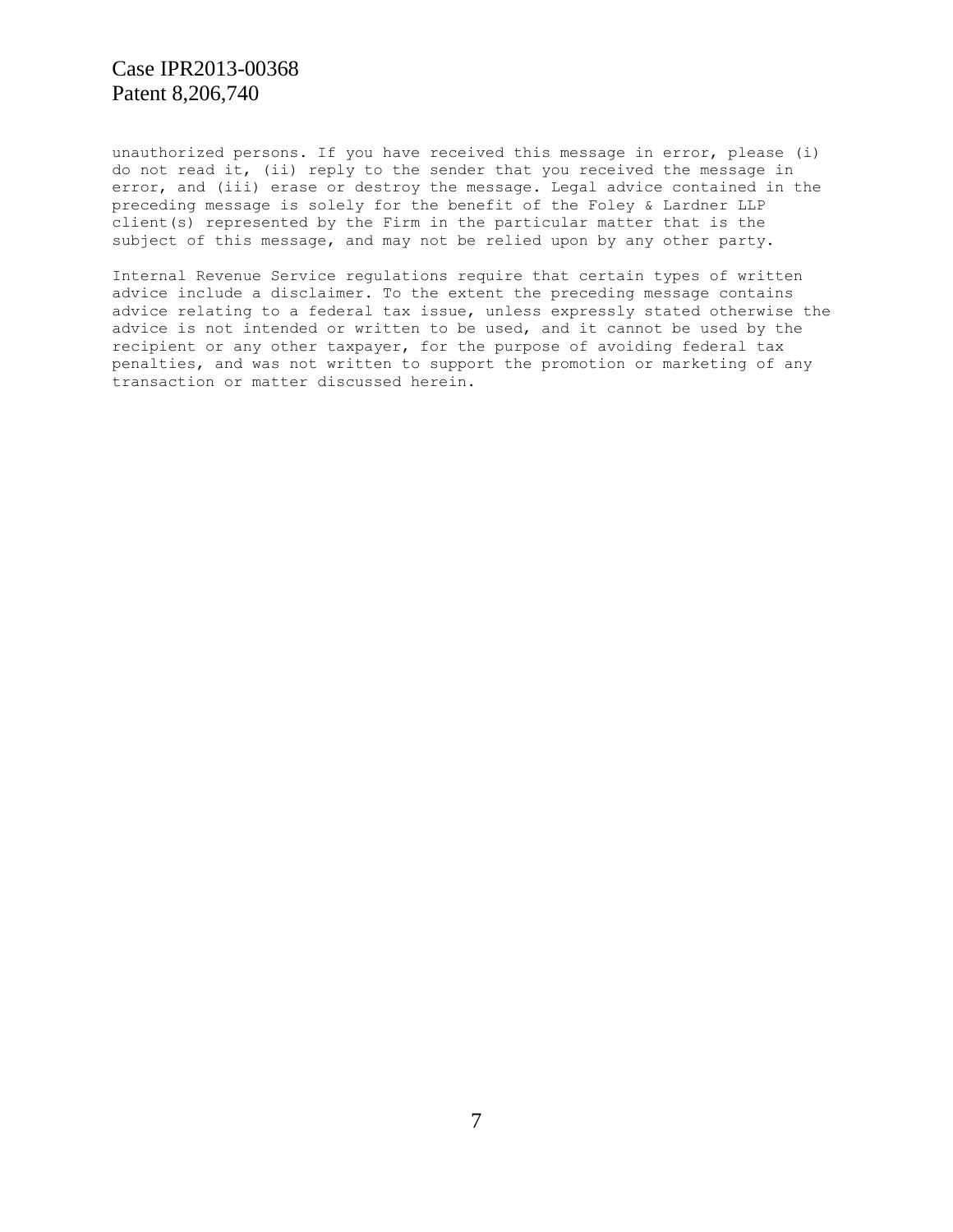unauthorized persons. If you have received this message in error, please (i) do not read it, (ii) reply to the sender that you received the message in error, and (iii) erase or destroy the message. Legal advice contained in the preceding message is solely for the benefit of the Foley & Lardner LLP client(s) represented by the Firm in the particular matter that is the subject of this message, and may not be relied upon by any other party.

Internal Revenue Service regulations require that certain types of written advice include a disclaimer. To the extent the preceding message contains advice relating to a federal tax issue, unless expressly stated otherwise the advice is not intended or written to be used, and it cannot be used by the recipient or any other taxpayer, for the purpose of avoiding federal tax penalties, and was not written to support the promotion or marketing of any transaction or matter discussed herein.